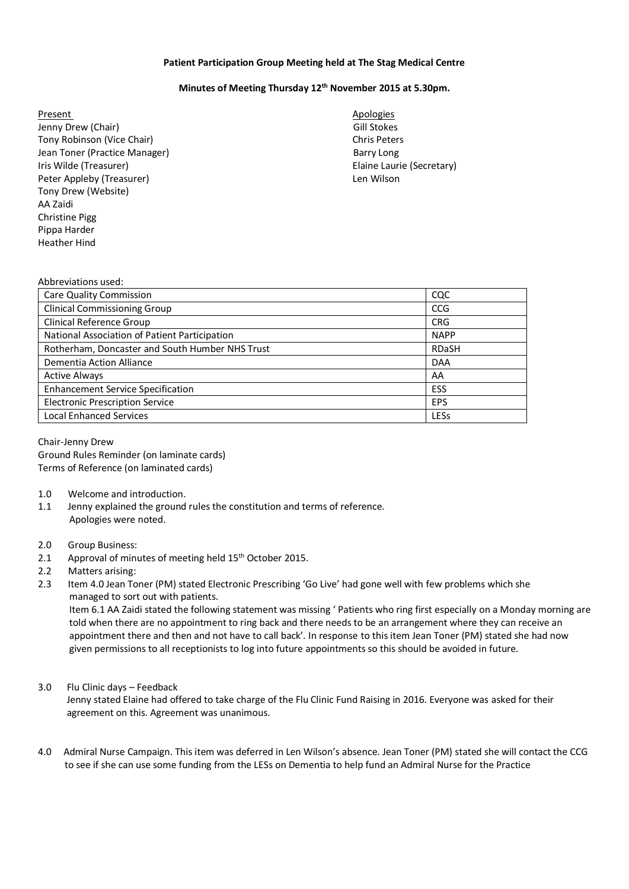**Patient Participation Group Meeting held at The Stag Medical Centre**

**Minutes of Meeting Thursday 12th November 2015 at 5.30pm.**

Present
Jenny Drew (Chair)
Tony Robinson (Vice Chair)
Jean Toner (Practice Manager)
Iris Wilde (Treasurer)
Peter Appleby (Treasurer)
Tony Drew (Website)
AA Zaidi
Christine Pigg
Pippa Harder
Heather Hind

Apologies
Gill Stokes
Chris Peters
Barry Long
Elaine Laurie (Secretary)
Len Wilson

Abbreviations used:

| | |
|---|---|
| Care Quality Commission | CQC |
| Clinical Commissioning Group | CCG |
| Clinical Reference Group | CRG |
| National Association of Patient Participation | NAPP |
| Rotherham, Doncaster and South Humber NHS Trust | RDaSH |
| Dementia Action Alliance | DAA |
| Active Always | AA |
| Enhancement Service Specification | ESS |
| Electronic Prescription Service | EPS |
| Local Enhanced Services | LESs |

Chair-Jenny Drew
Ground Rules Reminder (on laminate cards)
Terms of Reference (on laminated cards)

1.0 Welcome and introduction.
1.1 Jenny explained the ground rules the constitution and terms of reference.
Apologies were noted.

2.0 Group Business:
2.1 Approval of minutes of meeting held 15th October 2015.
2.2 Matters arising:
2.3 Item 4.0 Jean Toner (PM) stated Electronic Prescribing 'Go Live' had gone well with few problems which she managed to sort out with patients.
Item 6.1 AA Zaidi stated the following statement was missing ' Patients who ring first especially on a Monday morning are told when there are no appointment to ring back and there needs to be an arrangement where they can receive an appointment there and then and not have to call back'. In response to this item Jean Toner (PM) stated she had now given permissions to all receptionists to log into future appointments so this should be avoided in future.

3.0 Flu Clinic days – Feedback
Jenny stated Elaine had offered to take charge of the Flu Clinic Fund Raising in 2016. Everyone was asked for their agreement on this. Agreement was unanimous.

4.0 Admiral Nurse Campaign. This item was deferred in Len Wilson's absence. Jean Toner (PM) stated she will contact the CCG to see if she can use some funding from the LESs on Dementia to help fund an Admiral Nurse for the Practice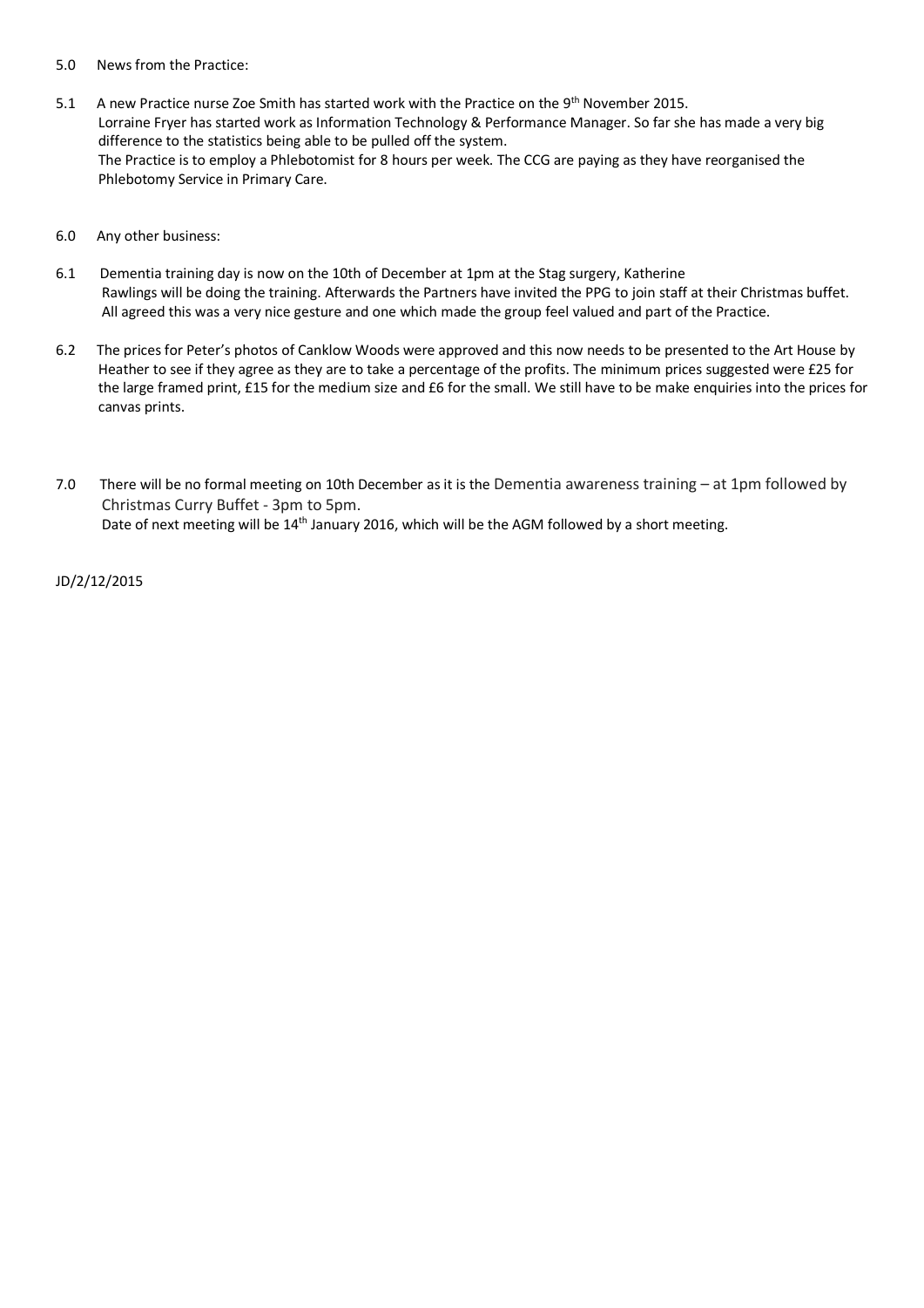5.0 News from the Practice:

5.1 A new Practice nurse Zoe Smith has started work with the Practice on the 9th November 2015.
Lorraine Fryer has started work as Information Technology & Performance Manager. So far she has made a very big difference to the statistics being able to be pulled off the system.
The Practice is to employ a Phlebotomist for 8 hours per week. The CCG are paying as they have reorganised the Phlebotomy Service in Primary Care.

6.0 Any other business:

6.1 Dementia training day is now on the 10th of December at 1pm at the Stag surgery, Katherine Rawlings will be doing the training. Afterwards the Partners have invited the PPG to join staff at their Christmas buffet. All agreed this was a very nice gesture and one which made the group feel valued and part of the Practice.

6.2 The prices for Peter's photos of Canklow Woods were approved and this now needs to be presented to the Art House by Heather to see if they agree as they are to take a percentage of the profits. The minimum prices suggested were £25 for the large framed print, £15 for the medium size and £6 for the small. We still have to be make enquiries into the prices for canvas prints.

7.0 There will be no formal meeting on 10th December as it is the Dementia awareness training – at 1pm followed by Christmas Curry Buffet - 3pm to 5pm.
Date of next meeting will be 14th January 2016, which will be the AGM followed by a short meeting.

JD/2/12/2015